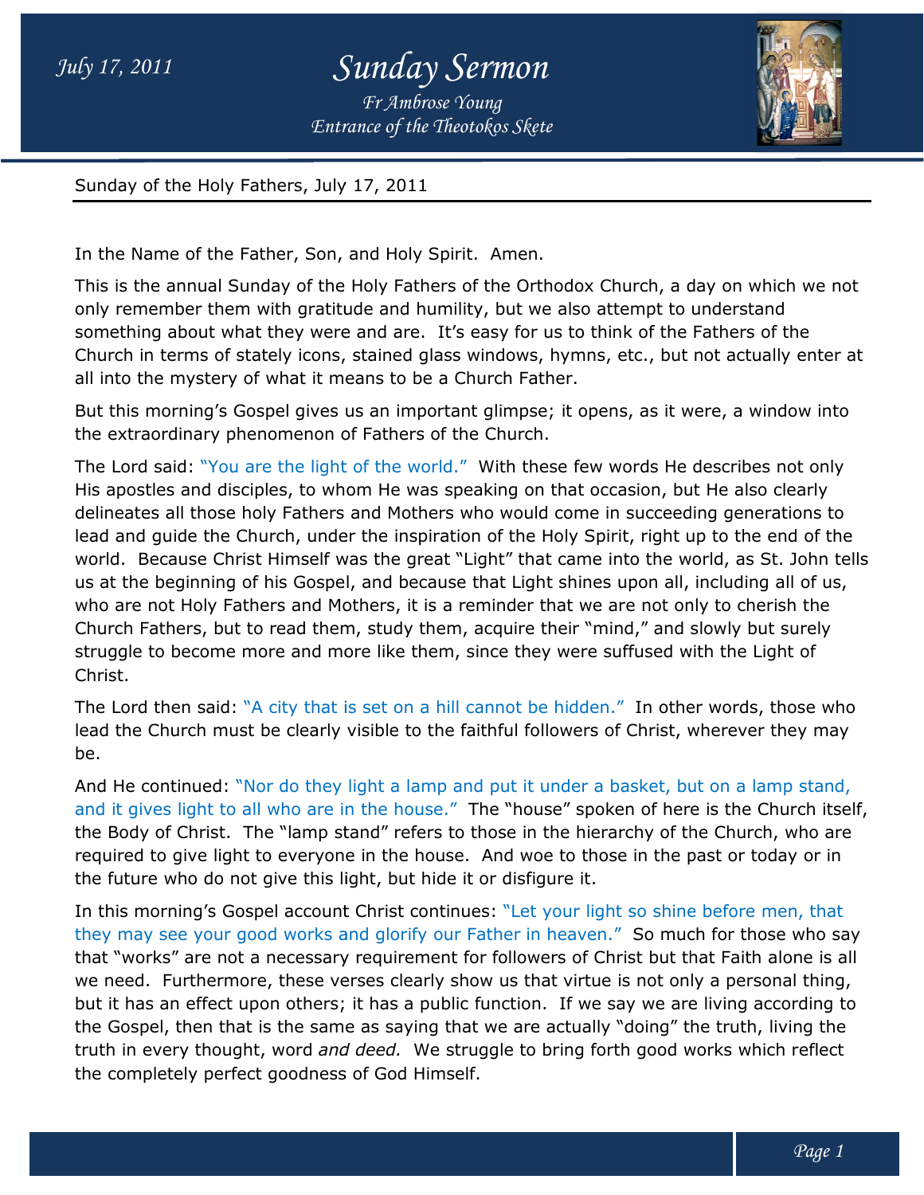# Sunday Sermon

*Fr Ambrose Young*
*Entrance of the Theotokos Skete*

*July 17, 2011*

Sunday of the Holy Fathers, July 17, 2011

In the Name of the Father, Son, and Holy Spirit. Amen.

This is the annual Sunday of the Holy Fathers of the Orthodox Church, a day on which we not only remember them with gratitude and humility, but we also attempt to understand something about what they were and are. It's easy for us to think of the Fathers of the Church in terms of stately icons, stained glass windows, hymns, etc., but not actually enter at all into the mystery of what it means to be a Church Father.

But this morning's Gospel gives us an important glimpse; it opens, as it were, a window into the extraordinary phenomenon of Fathers of the Church.

The Lord said: "You are the light of the world." With these few words He describes not only His apostles and disciples, to whom He was speaking on that occasion, but He also clearly delineates all those holy Fathers and Mothers who would come in succeeding generations to lead and guide the Church, under the inspiration of the Holy Spirit, right up to the end of the world. Because Christ Himself was the great "Light" that came into the world, as St. John tells us at the beginning of his Gospel, and because that Light shines upon all, including all of us, who are not Holy Fathers and Mothers, it is a reminder that we are not only to cherish the Church Fathers, but to read them, study them, acquire their "mind," and slowly but surely struggle to become more and more like them, since they were suffused with the Light of Christ.

The Lord then said: "A city that is set on a hill cannot be hidden." In other words, those who lead the Church must be clearly visible to the faithful followers of Christ, wherever they may be.

And He continued: "Nor do they light a lamp and put it under a basket, but on a lamp stand, and it gives light to all who are in the house." The "house" spoken of here is the Church itself, the Body of Christ. The "lamp stand" refers to those in the hierarchy of the Church, who are required to give light to everyone in the house. And woe to those in the past or today or in the future who do not give this light, but hide it or disfigure it.

In this morning's Gospel account Christ continues: "Let your light so shine before men, that they may see your good works and glorify our Father in heaven." So much for those who say that "works" are not a necessary requirement for followers of Christ but that Faith alone is all we need. Furthermore, these verses clearly show us that virtue is not only a personal thing, but it has an effect upon others; it has a public function. If we say we are living according to the Gospel, then that is the same as saying that we are actually "doing" the truth, living the truth in every thought, word *and deed.* We struggle to bring forth good works which reflect the completely perfect goodness of God Himself.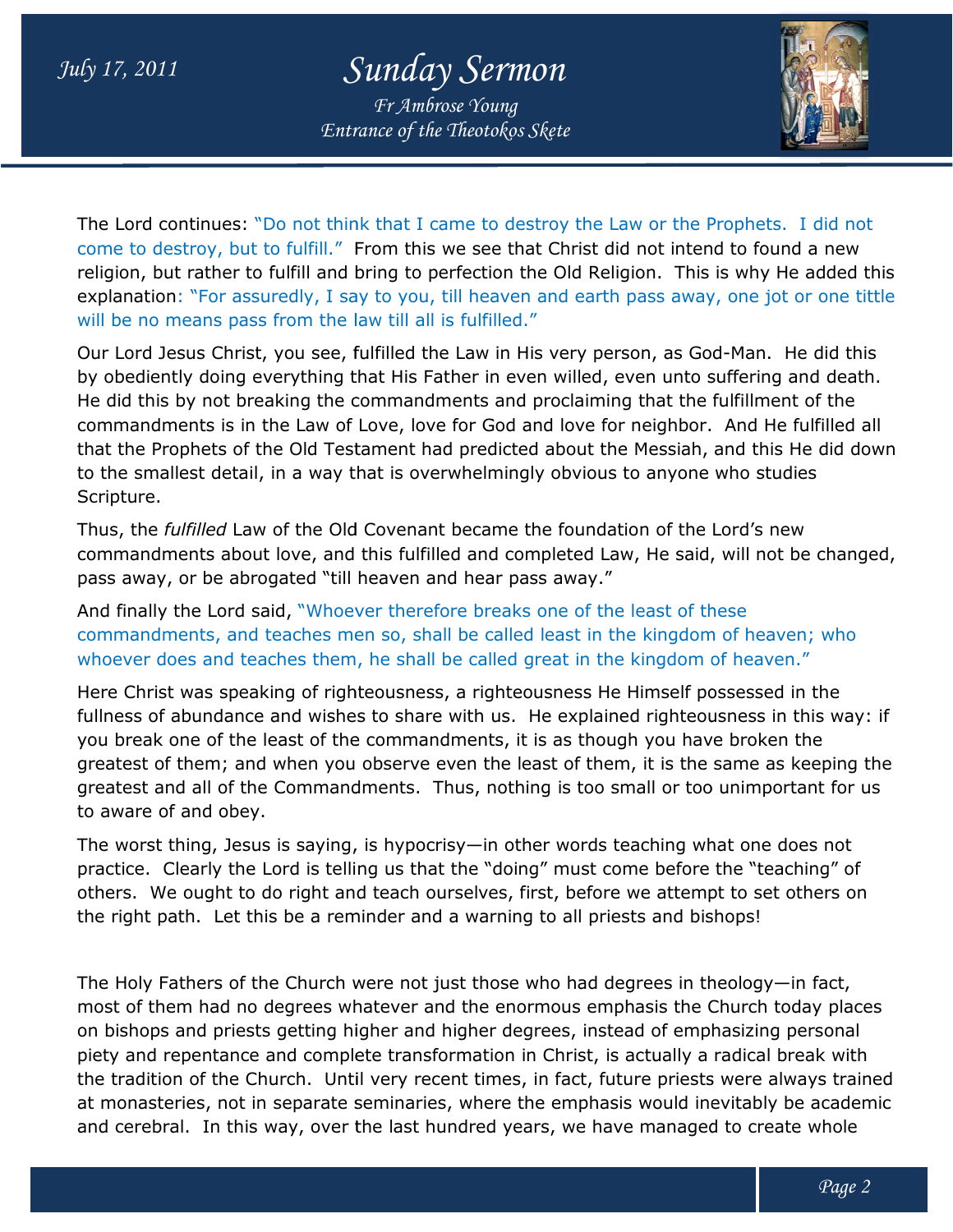The Lord continues: "Do not think that I came to destroy the Law or the Prophets. I did not come to destroy, but to fulfill." From this we see that Christ did not intend to found a new religion, but rather to fulfill and bring to perfection the Old Religion. This is why He added this explanation: "For assuredly, I say to you, till heaven and earth pass away, one jot or one tittle will be no means pass from the law till all is fulfilled."

Our Lord Jesus Christ, you see, fulfilled the Law in His very person, as God-Man. He did this by obediently doing everything that His Father in even willed, even unto suffering and death. He did this by not breaking the commandments and proclaiming that the fulfillment of the commandments is in the Law of Love, love for God and love for neighbor. And He fulfilled all that the Prophets of the Old Testament had predicted about the Messiah, and this He did down to the smallest detail, in a way that is overwhelmingly obvious to anyone who studies Scripture.

Thus, the *fulfilled* Law of the Old Covenant became the foundation of the Lord's new commandments about love, and this fulfilled and completed Law, He said, will not be changed, pass away, or be abrogated "till heaven and hear pass away."

And finally the Lord said, "Whoever therefore breaks one of the least of these commandments, and teaches men so, shall be called least in the kingdom of heaven; who whoever does and teaches them, he shall be called great in the kingdom of heaven."

Here Christ was speaking of righteousness, a righteousness He Himself possessed in the fullness of abundance and wishes to share with us. He explained righteousness in this way: if you break one of the least of the commandments, it is as though you have broken the greatest of them; and when you observe even the least of them, it is the same as keeping the greatest and all of the Commandments. Thus, nothing is too small or too unimportant for us to aware of and obey.

The worst thing, Jesus is saying, is hypocrisy—in other words teaching what one does not practice. Clearly the Lord is telling us that the "doing" must come before the "teaching" of others. We ought to do right and teach ourselves, first, before we attempt to set others on the right path. Let this be a reminder and a warning to all priests and bishops!

The Holy Fathers of the Church were not just those who had degrees in theology—in fact, most of them had no degrees whatever and the enormous emphasis the Church today places on bishops and priests getting higher and higher degrees, instead of emphasizing personal piety and repentance and complete transformation in Christ, is actually a radical break with the tradition of the Church. Until very recent times, in fact, future priests were always trained at monasteries, not in separate seminaries, where the emphasis would inevitably be academic and cerebral. In this way, over the last hundred years, we have managed to create whole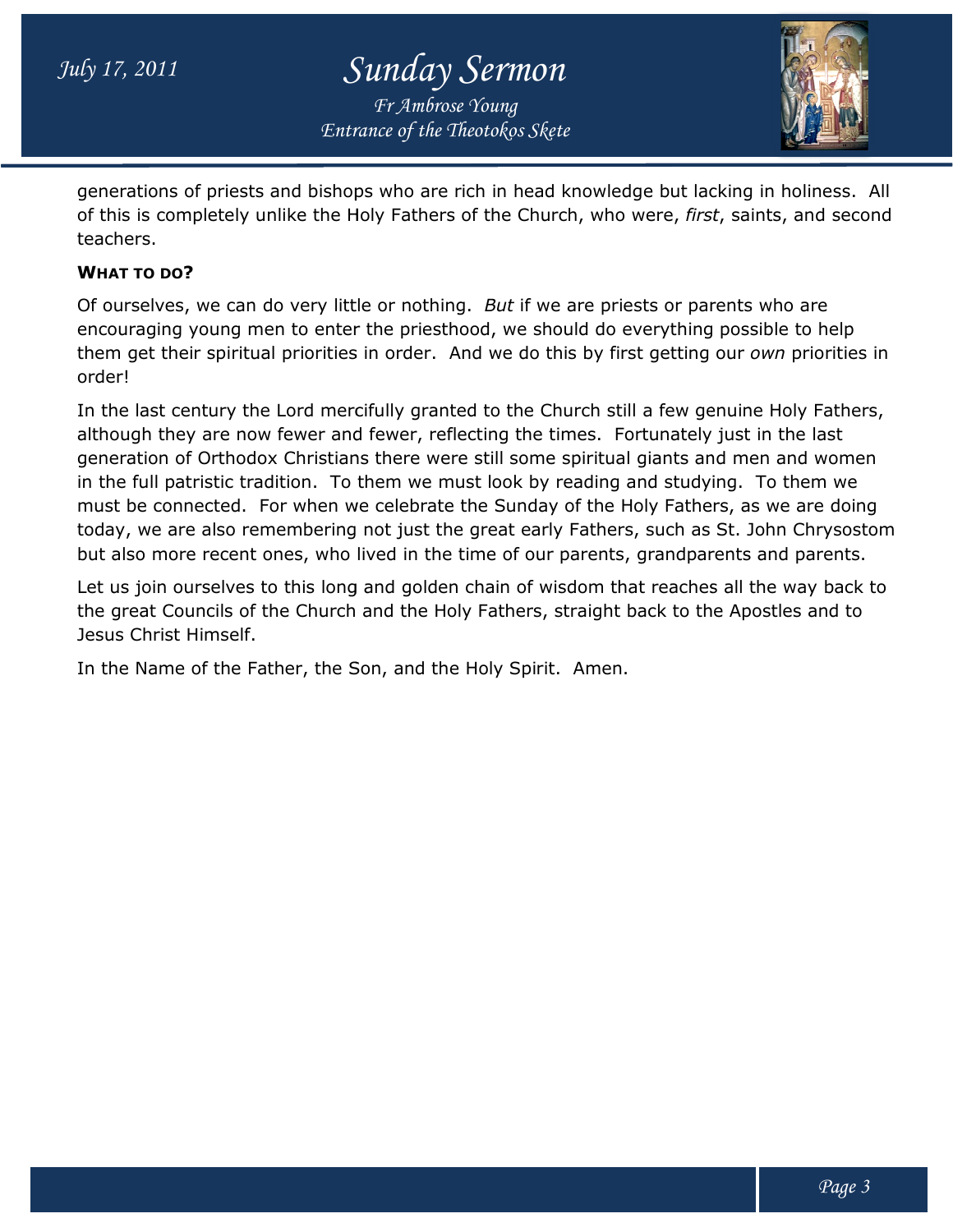generations of priests and bishops who are rich in head knowledge but lacking in holiness. All of this is completely unlike the Holy Fathers of the Church, who were, *first*, saints, and second teachers.

**WHAT TO DO?**

Of ourselves, we can do very little or nothing. *But* if we are priests or parents who are encouraging young men to enter the priesthood, we should do everything possible to help them get their spiritual priorities in order. And we do this by first getting our *own* priorities in order!

In the last century the Lord mercifully granted to the Church still a few genuine Holy Fathers, although they are now fewer and fewer, reflecting the times. Fortunately just in the last generation of Orthodox Christians there were still some spiritual giants and men and women in the full patristic tradition. To them we must look by reading and studying. To them we must be connected. For when we celebrate the Sunday of the Holy Fathers, as we are doing today, we are also remembering not just the great early Fathers, such as St. John Chrysostom but also more recent ones, who lived in the time of our parents, grandparents and parents.

Let us join ourselves to this long and golden chain of wisdom that reaches all the way back to the great Councils of the Church and the Holy Fathers, straight back to the Apostles and to Jesus Christ Himself.

In the Name of the Father, the Son, and the Holy Spirit. Amen.